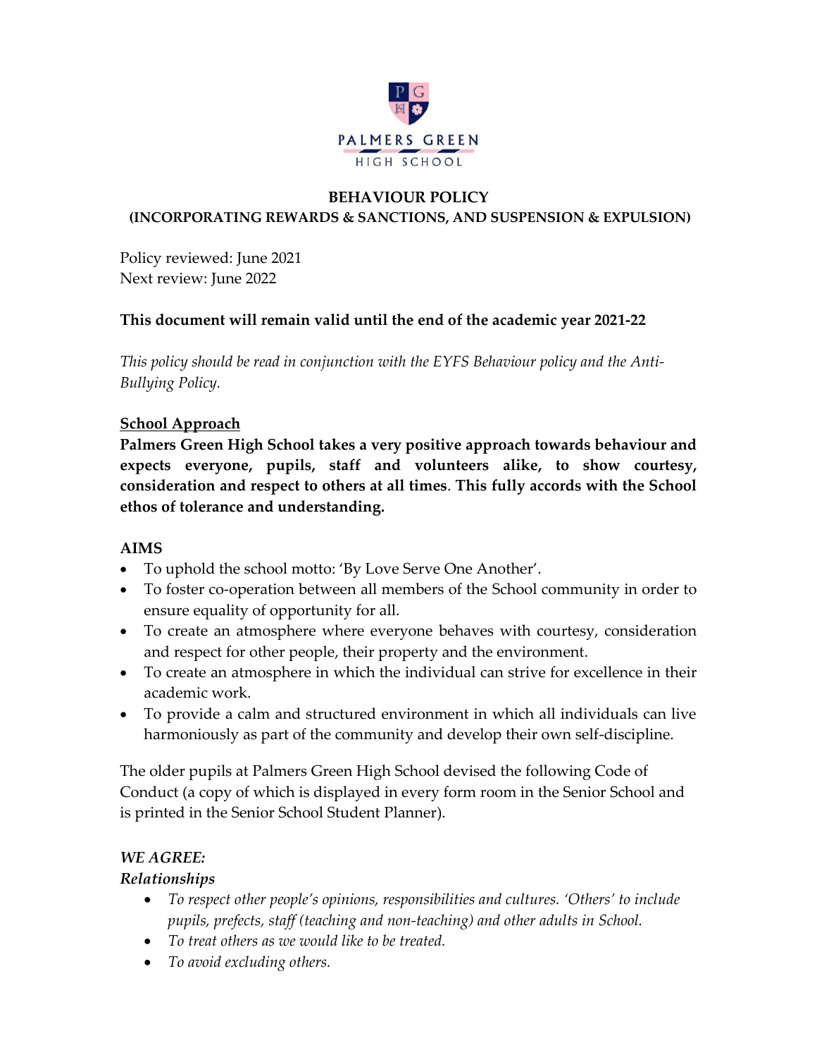PALMERS GREEN HIGH SCHOOL

# BEHAVIOUR POLICY

## (INCORPORATING REWARDS & SANCTIONS, AND SUSPENSION & EXPULSION)

Policy reviewed: June 2021
Next review: June 2022

**This document will remain valid until the end of the academic year 2021-22**

*This policy should be read in conjunction with the EYFS Behaviour policy and the Anti-Bullying Policy.*

### School Approach

**Palmers Green High School takes a very positive approach towards behaviour and expects everyone, pupils, staff and volunteers alike, to show courtesy, consideration and respect to others at all times. This fully accords with the School ethos of tolerance and understanding.**

### AIMS

- To uphold the school motto: 'By Love Serve One Another'.
- To foster co-operation between all members of the School community in order to ensure equality of opportunity for all.
- To create an atmosphere where everyone behaves with courtesy, consideration and respect for other people, their property and the environment.
- To create an atmosphere in which the individual can strive for excellence in their academic work.
- To provide a calm and structured environment in which all individuals can live harmoniously as part of the community and develop their own self-discipline.

The older pupils at Palmers Green High School devised the following Code of Conduct (a copy of which is displayed in every form room in the Senior School and is printed in the Senior School Student Planner).

***WE AGREE:***

***Relationships***

- *To respect other people's opinions, responsibilities and cultures. 'Others' to include pupils, prefects, staff (teaching and non-teaching) and other adults in School.*
- *To treat others as we would like to be treated.*
- *To avoid excluding others.*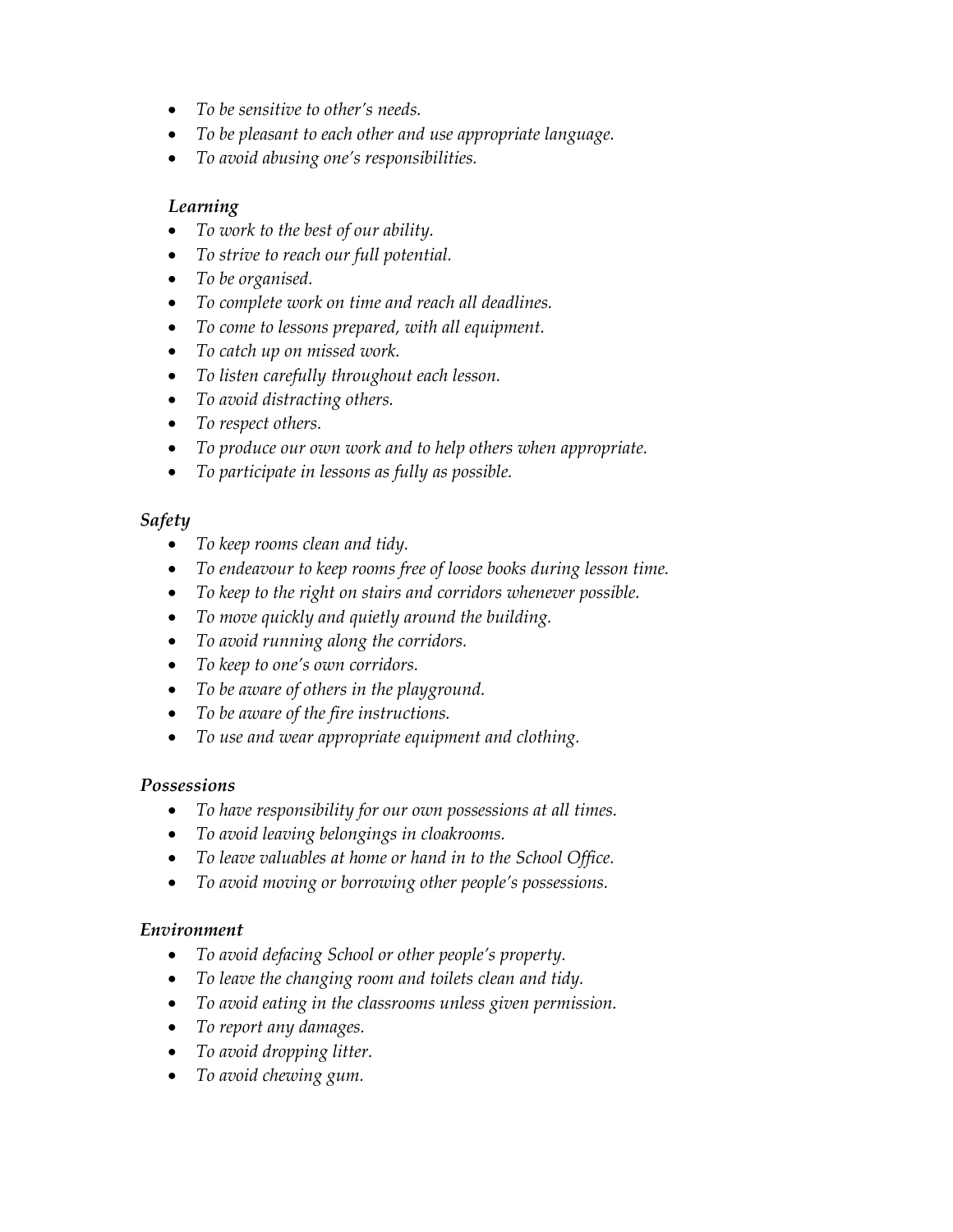- *To be sensitive to other's needs.*
- *To be pleasant to each other and use appropriate language.*
- *To avoid abusing one's responsibilities.*

***Learning***

- *To work to the best of our ability.*
- *To strive to reach our full potential.*
- *To be organised.*
- *To complete work on time and reach all deadlines.*
- *To come to lessons prepared, with all equipment.*
- *To catch up on missed work.*
- *To listen carefully throughout each lesson.*
- *To avoid distracting others.*
- *To respect others.*
- *To produce our own work and to help others when appropriate.*
- *To participate in lessons as fully as possible.*

***Safety***

- *To keep rooms clean and tidy.*
- *To endeavour to keep rooms free of loose books during lesson time.*
- *To keep to the right on stairs and corridors whenever possible.*
- *To move quickly and quietly around the building.*
- *To avoid running along the corridors.*
- *To keep to one's own corridors.*
- *To be aware of others in the playground.*
- *To be aware of the fire instructions.*
- *To use and wear appropriate equipment and clothing.*

***Possessions***

- *To have responsibility for our own possessions at all times.*
- *To avoid leaving belongings in cloakrooms.*
- *To leave valuables at home or hand in to the School Office.*
- *To avoid moving or borrowing other people's possessions.*

***Environment***

- *To avoid defacing School or other people's property.*
- *To leave the changing room and toilets clean and tidy.*
- *To avoid eating in the classrooms unless given permission.*
- *To report any damages.*
- *To avoid dropping litter.*
- *To avoid chewing gum.*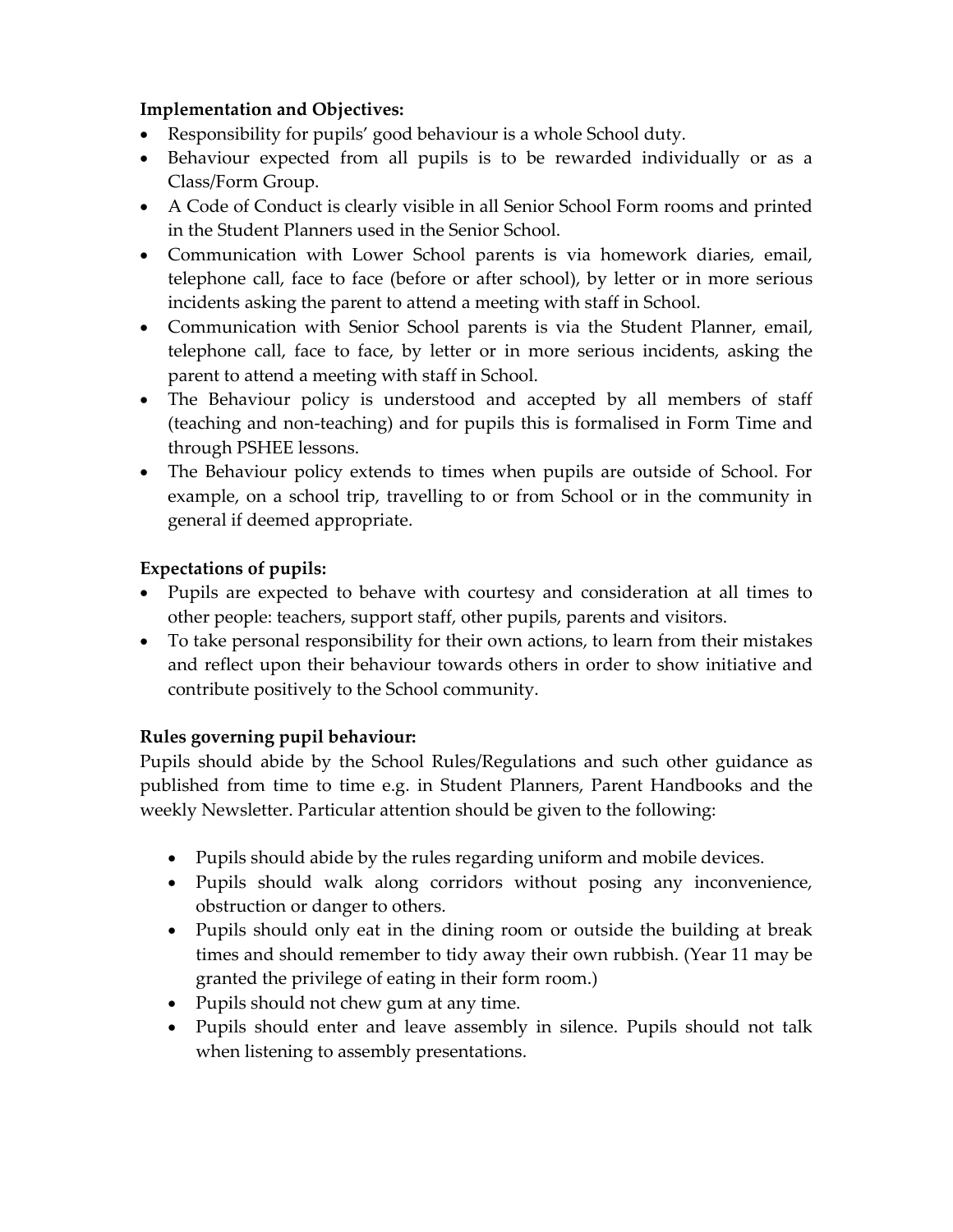**Implementation and Objectives:**

- Responsibility for pupils' good behaviour is a whole School duty.
- Behaviour expected from all pupils is to be rewarded individually or as a Class/Form Group.
- A Code of Conduct is clearly visible in all Senior School Form rooms and printed in the Student Planners used in the Senior School.
- Communication with Lower School parents is via homework diaries, email, telephone call, face to face (before or after school), by letter or in more serious incidents asking the parent to attend a meeting with staff in School.
- Communication with Senior School parents is via the Student Planner, email, telephone call, face to face, by letter or in more serious incidents, asking the parent to attend a meeting with staff in School.
- The Behaviour policy is understood and accepted by all members of staff (teaching and non-teaching) and for pupils this is formalised in Form Time and through PSHEE lessons.
- The Behaviour policy extends to times when pupils are outside of School. For example, on a school trip, travelling to or from School or in the community in general if deemed appropriate.

**Expectations of pupils:**

- Pupils are expected to behave with courtesy and consideration at all times to other people: teachers, support staff, other pupils, parents and visitors.
- To take personal responsibility for their own actions, to learn from their mistakes and reflect upon their behaviour towards others in order to show initiative and contribute positively to the School community.

**Rules governing pupil behaviour:**

Pupils should abide by the School Rules/Regulations and such other guidance as published from time to time e.g. in Student Planners, Parent Handbooks and the weekly Newsletter. Particular attention should be given to the following:

- Pupils should abide by the rules regarding uniform and mobile devices.
- Pupils should walk along corridors without posing any inconvenience, obstruction or danger to others.
- Pupils should only eat in the dining room or outside the building at break times and should remember to tidy away their own rubbish. (Year 11 may be granted the privilege of eating in their form room.)
- Pupils should not chew gum at any time.
- Pupils should enter and leave assembly in silence. Pupils should not talk when listening to assembly presentations.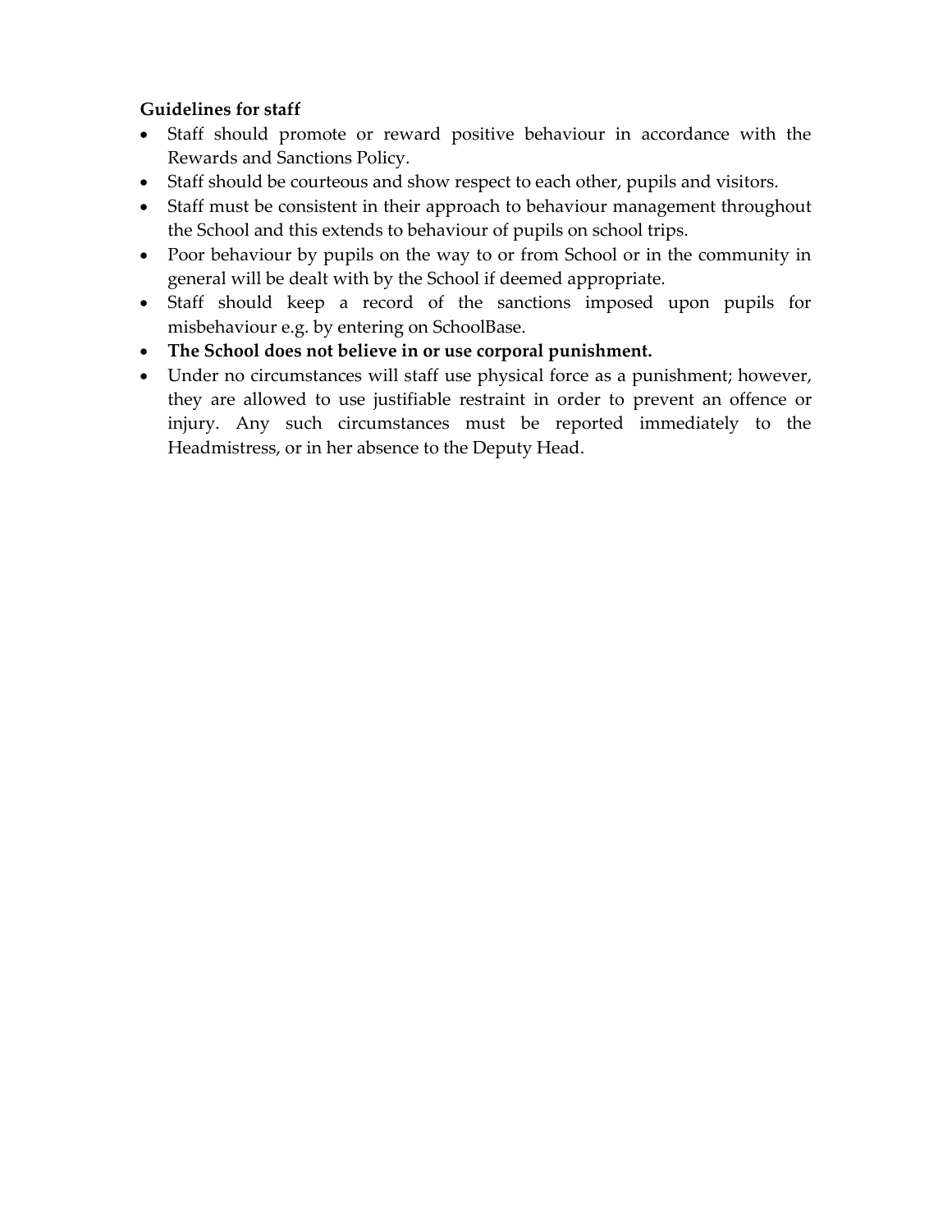**Guidelines for staff**

- Staff should promote or reward positive behaviour in accordance with the Rewards and Sanctions Policy.
- Staff should be courteous and show respect to each other, pupils and visitors.
- Staff must be consistent in their approach to behaviour management throughout the School and this extends to behaviour of pupils on school trips.
- Poor behaviour by pupils on the way to or from School or in the community in general will be dealt with by the School if deemed appropriate.
- Staff should keep a record of the sanctions imposed upon pupils for misbehaviour e.g. by entering on SchoolBase.
- **The School does not believe in or use corporal punishment.**
- Under no circumstances will staff use physical force as a punishment; however, they are allowed to use justifiable restraint in order to prevent an offence or injury. Any such circumstances must be reported immediately to the Headmistress, or in her absence to the Deputy Head.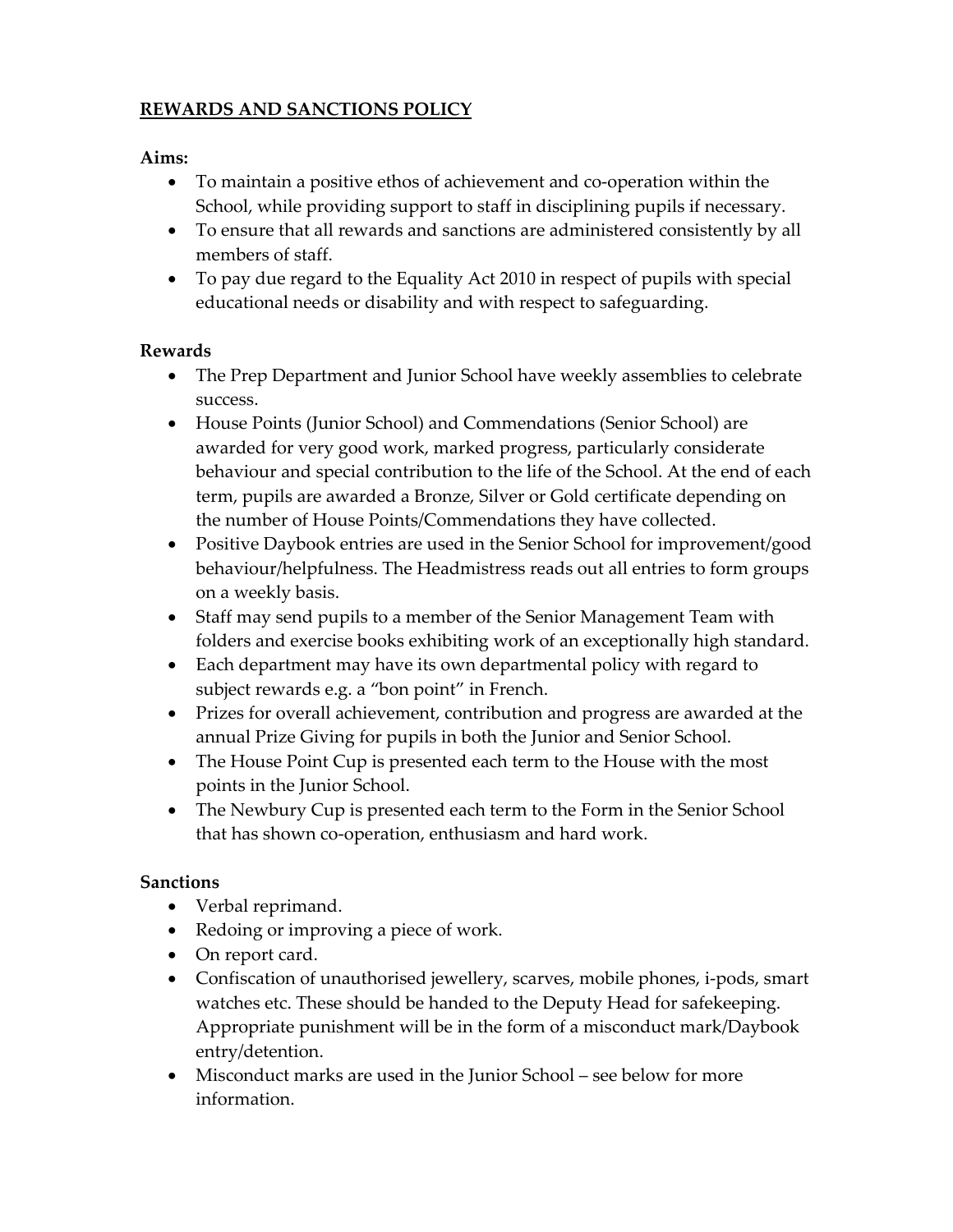## REWARDS AND SANCTIONS POLICY

**Aims:**

- To maintain a positive ethos of achievement and co-operation within the School, while providing support to staff in disciplining pupils if necessary.
- To ensure that all rewards and sanctions are administered consistently by all members of staff.
- To pay due regard to the Equality Act 2010 in respect of pupils with special educational needs or disability and with respect to safeguarding.

**Rewards**

- The Prep Department and Junior School have weekly assemblies to celebrate success.
- House Points (Junior School) and Commendations (Senior School) are awarded for very good work, marked progress, particularly considerate behaviour and special contribution to the life of the School. At the end of each term, pupils are awarded a Bronze, Silver or Gold certificate depending on the number of House Points/Commendations they have collected.
- Positive Daybook entries are used in the Senior School for improvement/good behaviour/helpfulness. The Headmistress reads out all entries to form groups on a weekly basis.
- Staff may send pupils to a member of the Senior Management Team with folders and exercise books exhibiting work of an exceptionally high standard.
- Each department may have its own departmental policy with regard to subject rewards e.g. a "bon point" in French.
- Prizes for overall achievement, contribution and progress are awarded at the annual Prize Giving for pupils in both the Junior and Senior School.
- The House Point Cup is presented each term to the House with the most points in the Junior School.
- The Newbury Cup is presented each term to the Form in the Senior School that has shown co-operation, enthusiasm and hard work.

**Sanctions**

- Verbal reprimand.
- Redoing or improving a piece of work.
- On report card.
- Confiscation of unauthorised jewellery, scarves, mobile phones, i-pods, smart watches etc. These should be handed to the Deputy Head for safekeeping. Appropriate punishment will be in the form of a misconduct mark/Daybook entry/detention.
- Misconduct marks are used in the Junior School – see below for more information.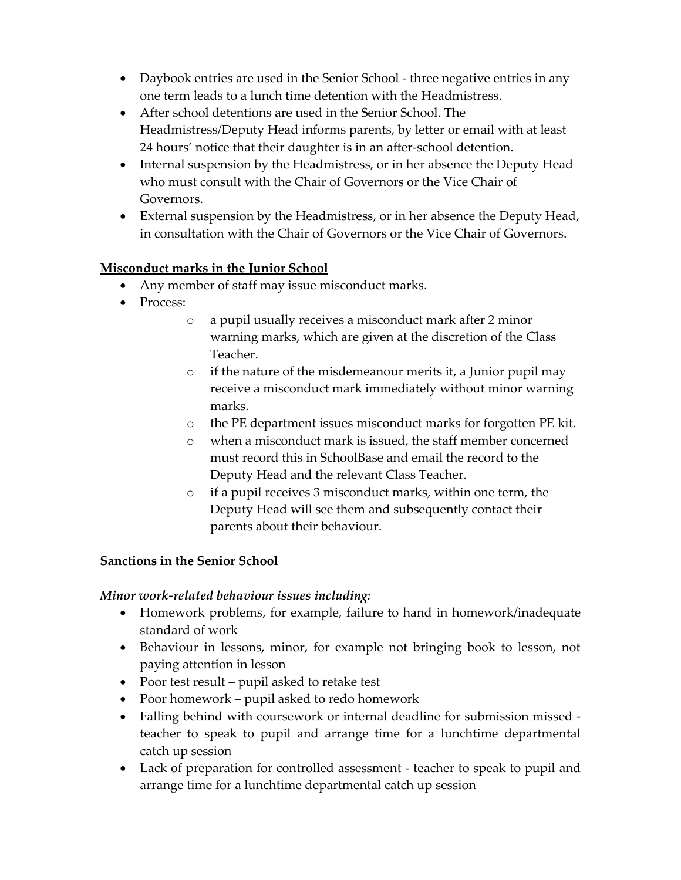- Daybook entries are used in the Senior School - three negative entries in any one term leads to a lunch time detention with the Headmistress.
- After school detentions are used in the Senior School. The Headmistress/Deputy Head informs parents, by letter or email with at least 24 hours' notice that their daughter is in an after-school detention.
- Internal suspension by the Headmistress, or in her absence the Deputy Head who must consult with the Chair of Governors or the Vice Chair of Governors.
- External suspension by the Headmistress, or in her absence the Deputy Head, in consultation with the Chair of Governors or the Vice Chair of Governors.

**<u>Misconduct marks in the Junior School</u>**

- Any member of staff may issue misconduct marks.
- Process:
    - a pupil usually receives a misconduct mark after 2 minor warning marks, which are given at the discretion of the Class Teacher.
    - if the nature of the misdemeanour merits it, a Junior pupil may receive a misconduct mark immediately without minor warning marks.
    - the PE department issues misconduct marks for forgotten PE kit.
    - when a misconduct mark is issued, the staff member concerned must record this in SchoolBase and email the record to the Deputy Head and the relevant Class Teacher.
    - if a pupil receives 3 misconduct marks, within one term, the Deputy Head will see them and subsequently contact their parents about their behaviour.

**<u>Sanctions in the Senior School</u>**

***Minor work-related behaviour issues including:***

- Homework problems, for example, failure to hand in homework/inadequate standard of work
- Behaviour in lessons, minor, for example not bringing book to lesson, not paying attention in lesson
- Poor test result – pupil asked to retake test
- Poor homework – pupil asked to redo homework
- Falling behind with coursework or internal deadline for submission missed - teacher to speak to pupil and arrange time for a lunchtime departmental catch up session
- Lack of preparation for controlled assessment - teacher to speak to pupil and arrange time for a lunchtime departmental catch up session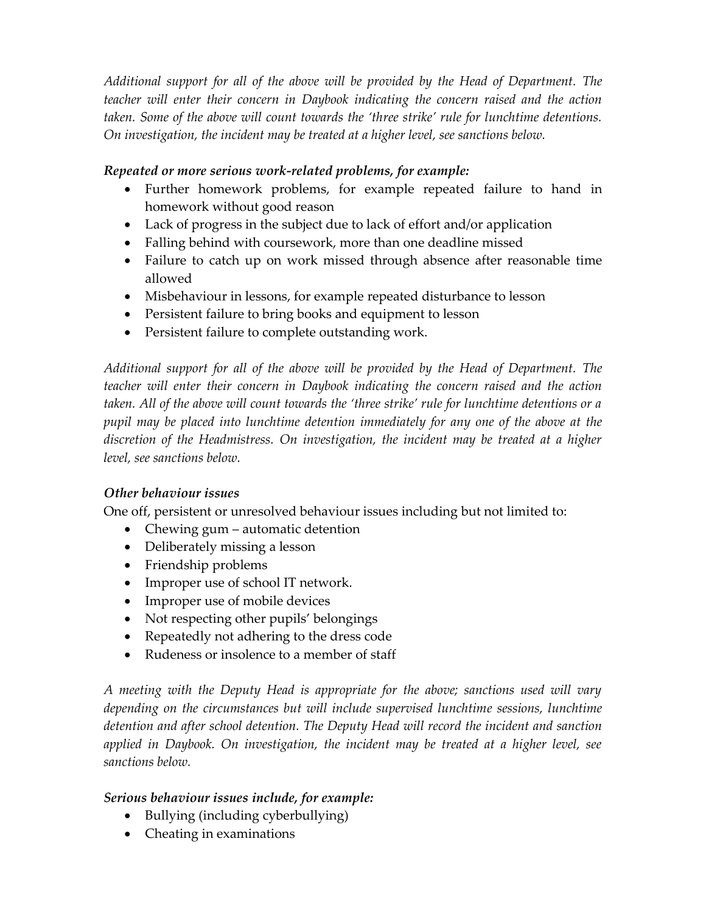*Additional support for all of the above will be provided by the Head of Department. The teacher will enter their concern in Daybook indicating the concern raised and the action taken. Some of the above will count towards the 'three strike' rule for lunchtime detentions. On investigation, the incident may be treated at a higher level, see sanctions below.*

***Repeated or more serious work-related problems, for example:***

- Further homework problems, for example repeated failure to hand in homework without good reason
- Lack of progress in the subject due to lack of effort and/or application
- Falling behind with coursework, more than one deadline missed
- Failure to catch up on work missed through absence after reasonable time allowed
- Misbehaviour in lessons, for example repeated disturbance to lesson
- Persistent failure to bring books and equipment to lesson
- Persistent failure to complete outstanding work.

*Additional support for all of the above will be provided by the Head of Department. The teacher will enter their concern in Daybook indicating the concern raised and the action taken. All of the above will count towards the 'three strike' rule for lunchtime detentions or a pupil may be placed into lunchtime detention immediately for any one of the above at the discretion of the Headmistress. On investigation, the incident may be treated at a higher level, see sanctions below.*

***Other behaviour issues***

One off, persistent or unresolved behaviour issues including but not limited to:

- Chewing gum – automatic detention
- Deliberately missing a lesson
- Friendship problems
- Improper use of school IT network.
- Improper use of mobile devices
- Not respecting other pupils' belongings
- Repeatedly not adhering to the dress code
- Rudeness or insolence to a member of staff

*A meeting with the Deputy Head is appropriate for the above; sanctions used will vary depending on the circumstances but will include supervised lunchtime sessions, lunchtime detention and after school detention. The Deputy Head will record the incident and sanction applied in Daybook. On investigation, the incident may be treated at a higher level, see sanctions below.*

***Serious behaviour issues include, for example:***

- Bullying (including cyberbullying)
- Cheating in examinations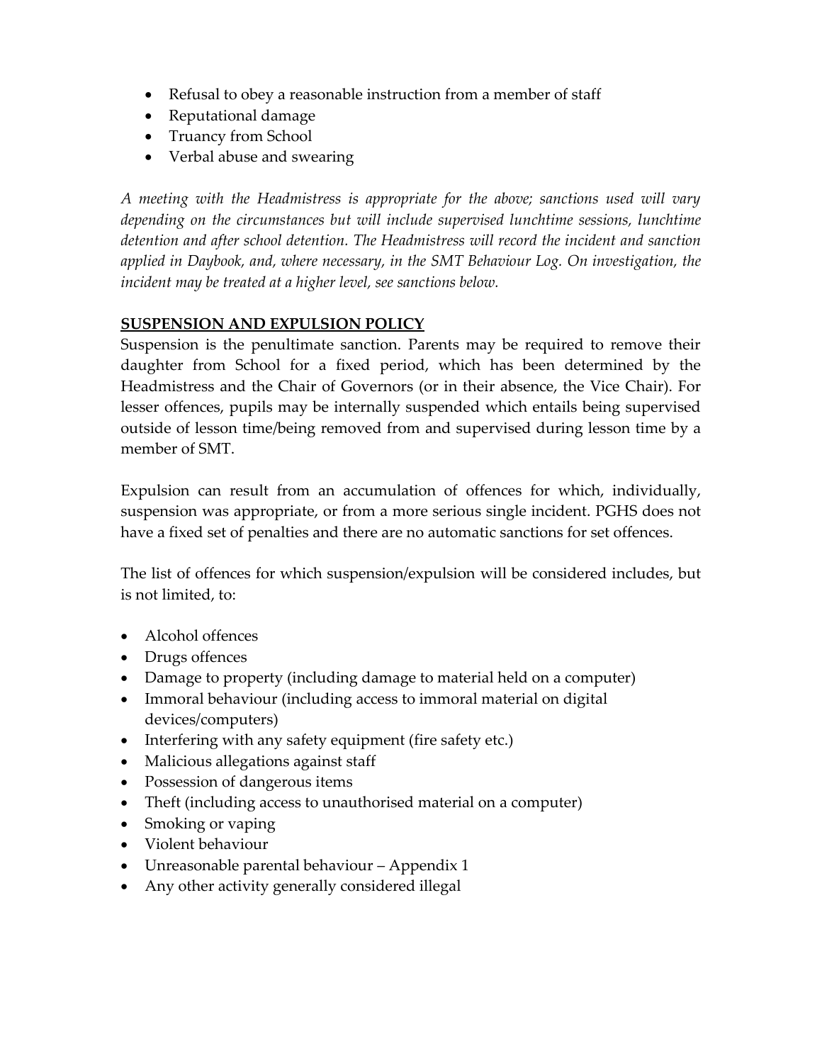- Refusal to obey a reasonable instruction from a member of staff
- Reputational damage
- Truancy from School
- Verbal abuse and swearing

*A meeting with the Headmistress is appropriate for the above; sanctions used will vary depending on the circumstances but will include supervised lunchtime sessions, lunchtime detention and after school detention. The Headmistress will record the incident and sanction applied in Daybook, and, where necessary, in the SMT Behaviour Log. On investigation, the incident may be treated at a higher level, see sanctions below.*

**SUSPENSION AND EXPULSION POLICY**

Suspension is the penultimate sanction. Parents may be required to remove their daughter from School for a fixed period, which has been determined by the Headmistress and the Chair of Governors (or in their absence, the Vice Chair). For lesser offences, pupils may be internally suspended which entails being supervised outside of lesson time/being removed from and supervised during lesson time by a member of SMT.

Expulsion can result from an accumulation of offences for which, individually, suspension was appropriate, or from a more serious single incident. PGHS does not have a fixed set of penalties and there are no automatic sanctions for set offences.

The list of offences for which suspension/expulsion will be considered includes, but is not limited, to:

- Alcohol offences
- Drugs offences
- Damage to property (including damage to material held on a computer)
- Immoral behaviour (including access to immoral material on digital devices/computers)
- Interfering with any safety equipment (fire safety etc.)
- Malicious allegations against staff
- Possession of dangerous items
- Theft (including access to unauthorised material on a computer)
- Smoking or vaping
- Violent behaviour
- Unreasonable parental behaviour – Appendix 1
- Any other activity generally considered illegal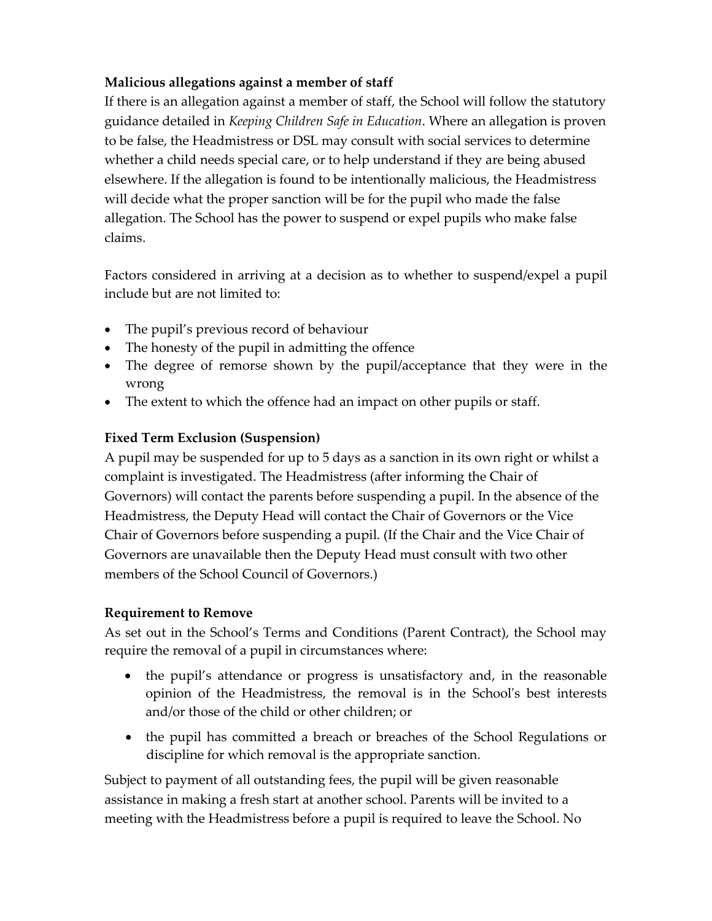**Malicious allegations against a member of staff**

If there is an allegation against a member of staff, the School will follow the statutory guidance detailed in *Keeping Children Safe in Education*. Where an allegation is proven to be false, the Headmistress or DSL may consult with social services to determine whether a child needs special care, or to help understand if they are being abused elsewhere. If the allegation is found to be intentionally malicious, the Headmistress will decide what the proper sanction will be for the pupil who made the false allegation. The School has the power to suspend or expel pupils who make false claims.

Factors considered in arriving at a decision as to whether to suspend/expel a pupil include but are not limited to:

- The pupil's previous record of behaviour
- The honesty of the pupil in admitting the offence
- The degree of remorse shown by the pupil/acceptance that they were in the wrong
- The extent to which the offence had an impact on other pupils or staff.

**Fixed Term Exclusion (Suspension)**

A pupil may be suspended for up to 5 days as a sanction in its own right or whilst a complaint is investigated. The Headmistress (after informing the Chair of Governors) will contact the parents before suspending a pupil. In the absence of the Headmistress, the Deputy Head will contact the Chair of Governors or the Vice Chair of Governors before suspending a pupil. (If the Chair and the Vice Chair of Governors are unavailable then the Deputy Head must consult with two other members of the School Council of Governors.)

**Requirement to Remove**

As set out in the School's Terms and Conditions (Parent Contract), the School may require the removal of a pupil in circumstances where:

- the pupil's attendance or progress is unsatisfactory and, in the reasonable opinion of the Headmistress, the removal is in the School's best interests and/or those of the child or other children; or
- the pupil has committed a breach or breaches of the School Regulations or discipline for which removal is the appropriate sanction.

Subject to payment of all outstanding fees, the pupil will be given reasonable assistance in making a fresh start at another school. Parents will be invited to a meeting with the Headmistress before a pupil is required to leave the School. No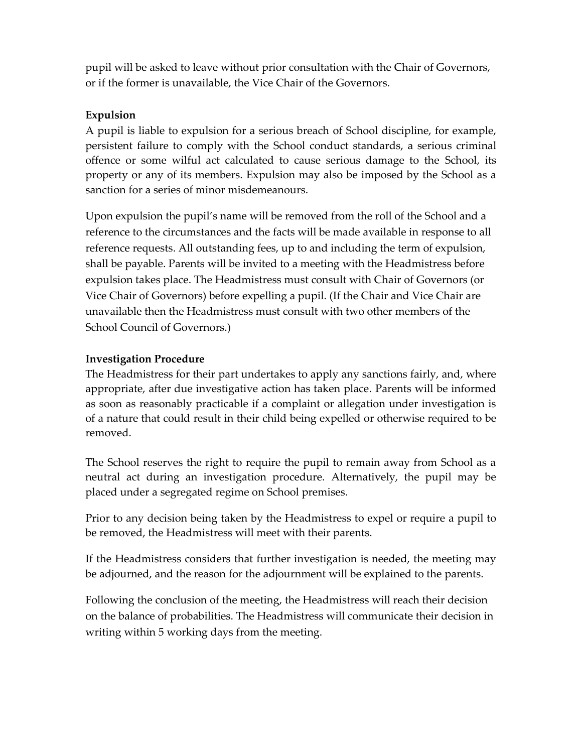pupil will be asked to leave without prior consultation with the Chair of Governors, or if the former is unavailable, the Vice Chair of the Governors.

**Expulsion**

A pupil is liable to expulsion for a serious breach of School discipline, for example, persistent failure to comply with the School conduct standards, a serious criminal offence or some wilful act calculated to cause serious damage to the School, its property or any of its members. Expulsion may also be imposed by the School as a sanction for a series of minor misdemeanours.

Upon expulsion the pupil's name will be removed from the roll of the School and a reference to the circumstances and the facts will be made available in response to all reference requests. All outstanding fees, up to and including the term of expulsion, shall be payable. Parents will be invited to a meeting with the Headmistress before expulsion takes place. The Headmistress must consult with Chair of Governors (or Vice Chair of Governors) before expelling a pupil. (If the Chair and Vice Chair are unavailable then the Headmistress must consult with two other members of the School Council of Governors.)

**Investigation Procedure**

The Headmistress for their part undertakes to apply any sanctions fairly, and, where appropriate, after due investigative action has taken place. Parents will be informed as soon as reasonably practicable if a complaint or allegation under investigation is of a nature that could result in their child being expelled or otherwise required to be removed.

The School reserves the right to require the pupil to remain away from School as a neutral act during an investigation procedure. Alternatively, the pupil may be placed under a segregated regime on School premises.

Prior to any decision being taken by the Headmistress to expel or require a pupil to be removed, the Headmistress will meet with their parents.

If the Headmistress considers that further investigation is needed, the meeting may be adjourned, and the reason for the adjournment will be explained to the parents.

Following the conclusion of the meeting, the Headmistress will reach their decision on the balance of probabilities. The Headmistress will communicate their decision in writing within 5 working days from the meeting.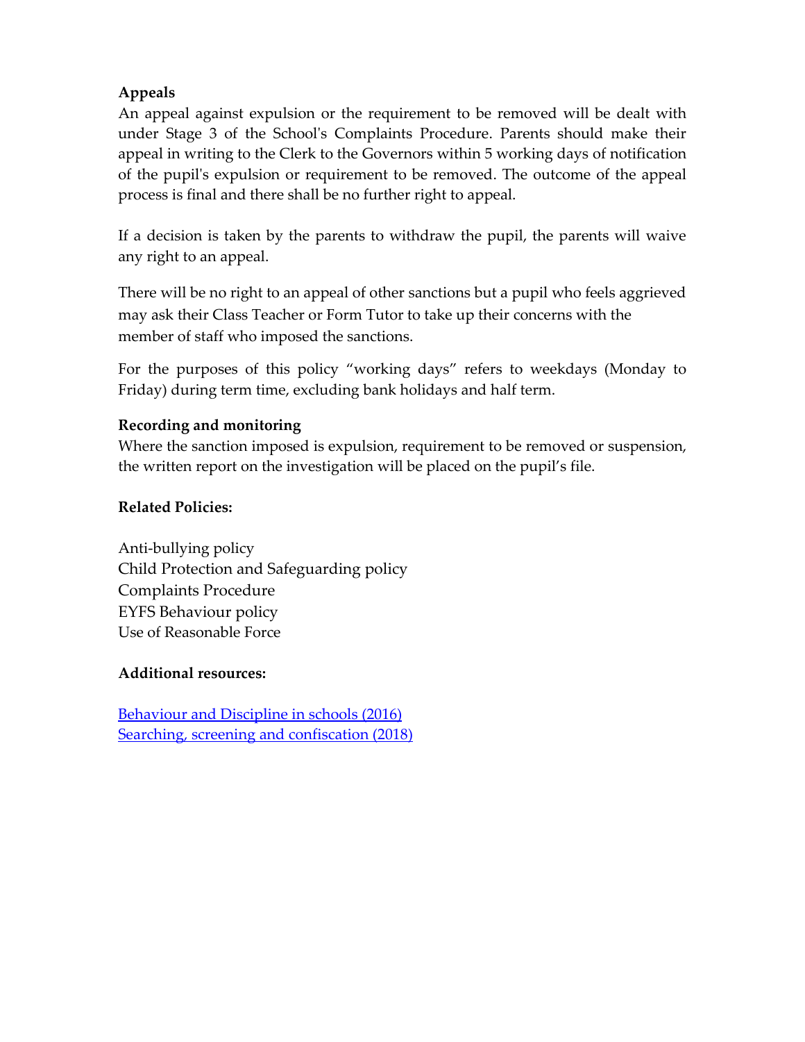**Appeals**

An appeal against expulsion or the requirement to be removed will be dealt with under Stage 3 of the School's Complaints Procedure. Parents should make their appeal in writing to the Clerk to the Governors within 5 working days of notification of the pupil's expulsion or requirement to be removed. The outcome of the appeal process is final and there shall be no further right to appeal.

If a decision is taken by the parents to withdraw the pupil, the parents will waive any right to an appeal.

There will be no right to an appeal of other sanctions but a pupil who feels aggrieved may ask their Class Teacher or Form Tutor to take up their concerns with the member of staff who imposed the sanctions.

For the purposes of this policy "working days" refers to weekdays (Monday to Friday) during term time, excluding bank holidays and half term.

**Recording and monitoring**

Where the sanction imposed is expulsion, requirement to be removed or suspension, the written report on the investigation will be placed on the pupil's file.

**Related Policies:**

Anti-bullying policy
Child Protection and Safeguarding policy
Complaints Procedure
EYFS Behaviour policy
Use of Reasonable Force

**Additional resources:**

Behaviour and Discipline in schools (2016)
Searching, screening and confiscation (2018)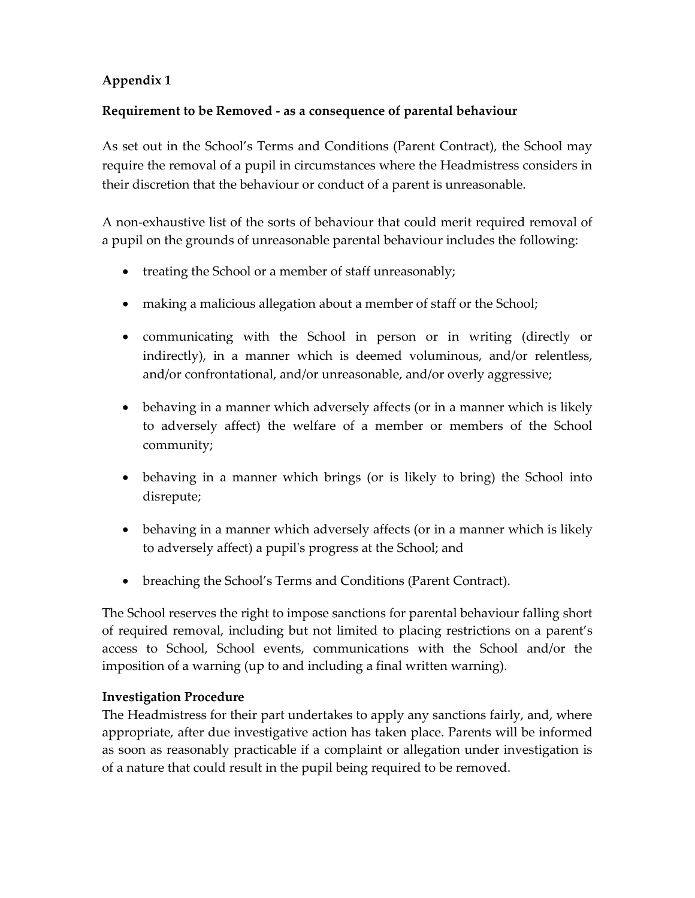## Appendix 1

### Requirement to be Removed - as a consequence of parental behaviour

As set out in the School's Terms and Conditions (Parent Contract), the School may require the removal of a pupil in circumstances where the Headmistress considers in their discretion that the behaviour or conduct of a parent is unreasonable.

A non-exhaustive list of the sorts of behaviour that could merit required removal of a pupil on the grounds of unreasonable parental behaviour includes the following:

- treating the School or a member of staff unreasonably;
- making a malicious allegation about a member of staff or the School;
- communicating with the School in person or in writing (directly or indirectly), in a manner which is deemed voluminous, and/or relentless, and/or confrontational, and/or unreasonable, and/or overly aggressive;
- behaving in a manner which adversely affects (or in a manner which is likely to adversely affect) the welfare of a member or members of the School community;
- behaving in a manner which brings (or is likely to bring) the School into disrepute;
- behaving in a manner which adversely affects (or in a manner which is likely to adversely affect) a pupil's progress at the School; and
- breaching the School's Terms and Conditions (Parent Contract).

The School reserves the right to impose sanctions for parental behaviour falling short of required removal, including but not limited to placing restrictions on a parent's access to School, School events, communications with the School and/or the imposition of a warning (up to and including a final written warning).

### Investigation Procedure

The Headmistress for their part undertakes to apply any sanctions fairly, and, where appropriate, after due investigative action has taken place. Parents will be informed as soon as reasonably practicable if a complaint or allegation under investigation is of a nature that could result in the pupil being required to be removed.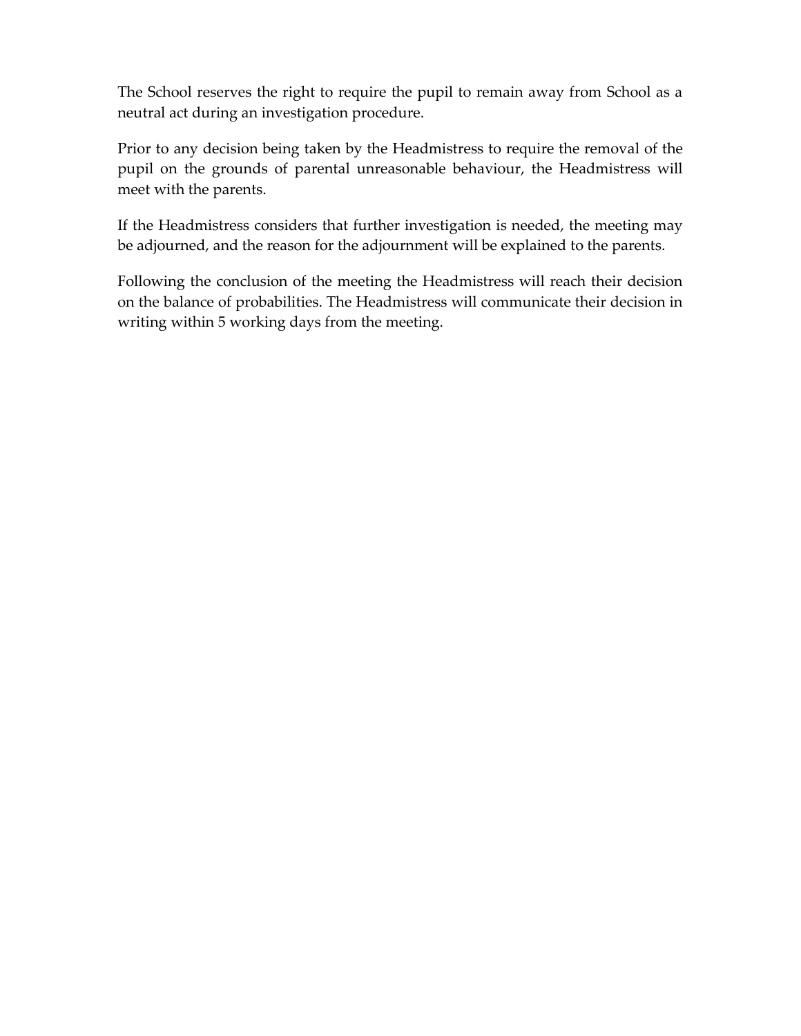The School reserves the right to require the pupil to remain away from School as a neutral act during an investigation procedure.

Prior to any decision being taken by the Headmistress to require the removal of the pupil on the grounds of parental unreasonable behaviour, the Headmistress will meet with the parents.

If the Headmistress considers that further investigation is needed, the meeting may be adjourned, and the reason for the adjournment will be explained to the parents.

Following the conclusion of the meeting the Headmistress will reach their decision on the balance of probabilities. The Headmistress will communicate their decision in writing within 5 working days from the meeting.